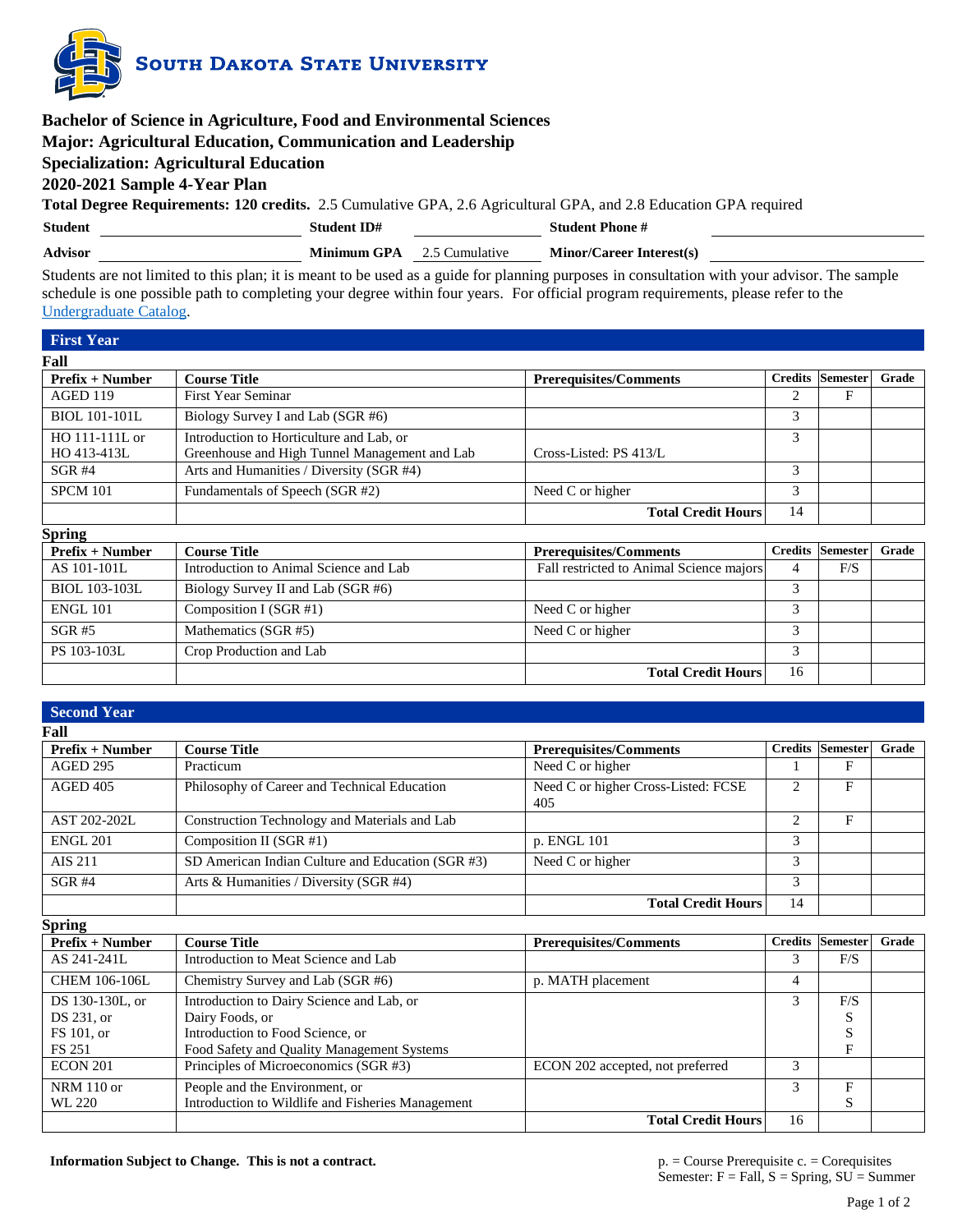# South Dakota State University

## Bachelor of Science in Agriculture, Food and Environmental Sciences
## Major: Agricultural Education, Communication and Leadership
## Specialization: Agricultural Education
## 2020-2021 Sample 4-Year Plan

**Total Degree Requirements: 120 credits.** 2.5 Cumulative GPA, 2.6 Agricultural GPA, and 2.8 Education GPA required

**Student** \_\_\_\_\_\_\_\_\_\_ **Student ID#** \_\_\_\_\_\_\_\_\_\_ **Student Phone #** \_\_\_\_\_\_\_\_\_\_

**Advisor** \_\_\_\_\_\_\_\_\_\_ **Minimum GPA** 2.5 Cumulative **Minor/Career Interest(s)** \_\_\_\_\_\_\_\_\_\_

Students are not limited to this plan; it is meant to be used as a guide for planning purposes in consultation with your advisor. The sample schedule is one possible path to completing your degree within four years. For official program requirements, please refer to the Undergraduate Catalog.

## First Year

**Fall**

| Prefix + Number | Course Title | Prerequisites/Comments | Credits | Semester | Grade |
|---|---|---|---|---|---|
| AGED 119 | First Year Seminar | | 2 | F | |
| BIOL 101-101L | Biology Survey I and Lab (SGR #6) | | 3 | | |
| HO 111-111L or HO 413-413L | Introduction to Horticulture and Lab, or Greenhouse and High Tunnel Management and Lab | Cross-Listed: PS 413/L | 3 | | |
| SGR #4 | Arts and Humanities / Diversity (SGR #4) | | 3 | | |
| SPCM 101 | Fundamentals of Speech (SGR #2) | Need C or higher | 3 | | |
| | | **Total Credit Hours** | 14 | | |

**Spring**

| Prefix + Number | Course Title | Prerequisites/Comments | Credits | Semester | Grade |
|---|---|---|---|---|---|
| AS 101-101L | Introduction to Animal Science and Lab | Fall restricted to Animal Science majors | 4 | F/S | |
| BIOL 103-103L | Biology Survey II and Lab (SGR #6) | | 3 | | |
| ENGL 101 | Composition I (SGR #1) | Need C or higher | 3 | | |
| SGR #5 | Mathematics (SGR #5) | Need C or higher | 3 | | |
| PS 103-103L | Crop Production and Lab | | 3 | | |
| | | **Total Credit Hours** | 16 | | |

## Second Year

**Fall**

| Prefix + Number | Course Title | Prerequisites/Comments | Credits | Semester | Grade |
|---|---|---|---|---|---|
| AGED 295 | Practicum | Need C or higher | 1 | F | |
| AGED 405 | Philosophy of Career and Technical Education | Need C or higher Cross-Listed: FCSE 405 | 2 | F | |
| AST 202-202L | Construction Technology and Materials and Lab | | 2 | F | |
| ENGL 201 | Composition II (SGR #1) | p. ENGL 101 | 3 | | |
| AIS 211 | SD American Indian Culture and Education (SGR #3) | Need C or higher | 3 | | |
| SGR #4 | Arts & Humanities / Diversity (SGR #4) | | 3 | | |
| | | **Total Credit Hours** | 14 | | |

**Spring**

| Prefix + Number | Course Title | Prerequisites/Comments | Credits | Semester | Grade |
|---|---|---|---|---|---|
| AS 241-241L | Introduction to Meat Science and Lab | | 3 | F/S | |
| CHEM 106-106L | Chemistry Survey and Lab (SGR #6) | p. MATH placement | 4 | | |
| DS 130-130L, or DS 231, or FS 101, or FS 251 | Introduction to Dairy Science and Lab, or Dairy Foods, or Introduction to Food Science, or Food Safety and Quality Management Systems | | 3 | F/S S S F | |
| ECON 201 | Principles of Microeconomics (SGR #3) | ECON 202 accepted, not preferred | 3 | | |
| NRM 110 or WL 220 | People and the Environment, or Introduction to Wildlife and Fisheries Management | | 3 | F S | |
| | | **Total Credit Hours** | 16 | | |

**Information Subject to Change. This is not a contract.**

p. = Course Prerequisite c. = Corequisites
Semester: F = Fall, S = Spring, SU = Summer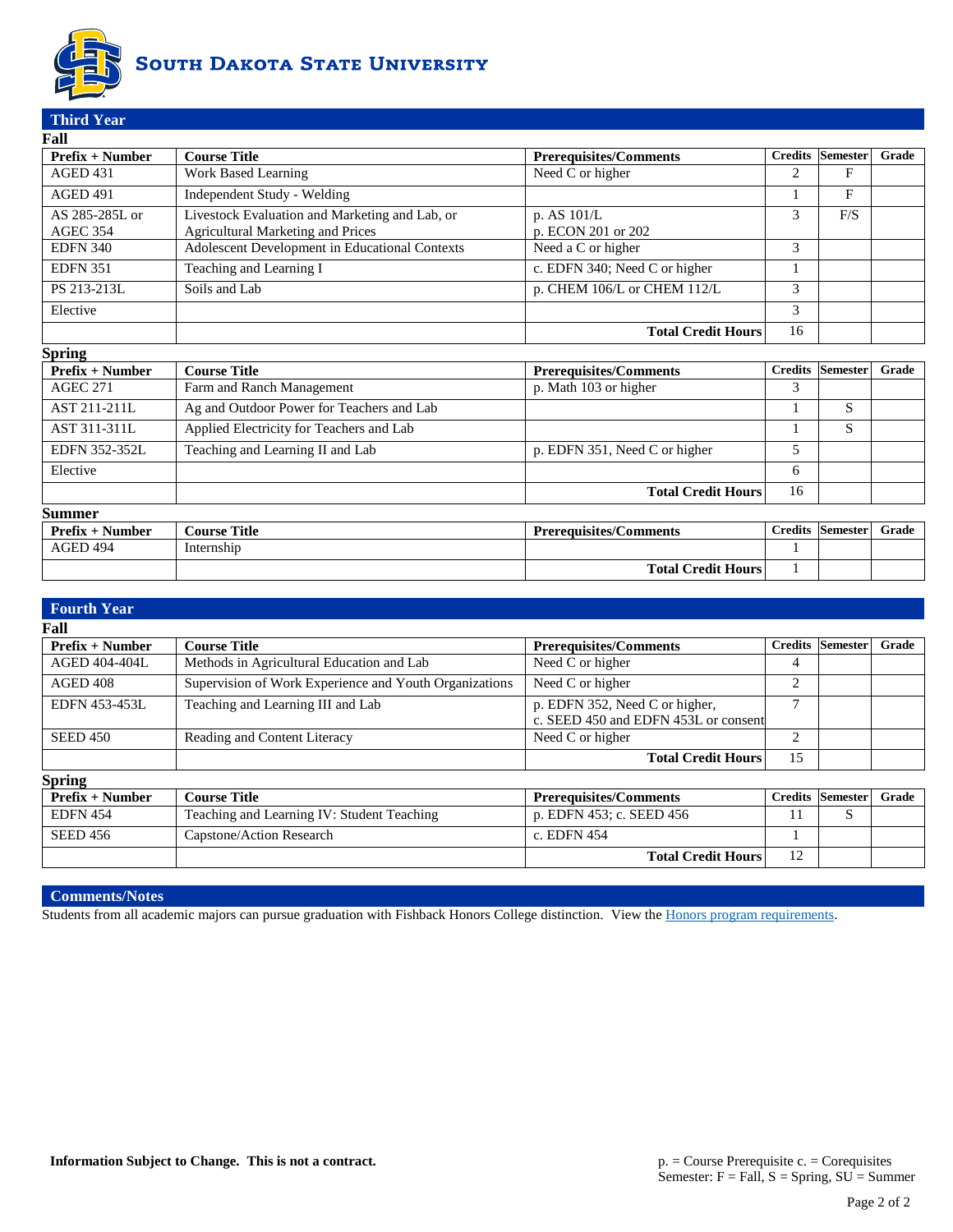## South Dakota State University

## Third Year

### Fall

| Prefix + Number | Course Title | Prerequisites/Comments | Credits | Semester | Grade |
|---|---|---|---|---|---|
| AGED 431 | Work Based Learning | Need C or higher | 2 | F | |
| AGED 491 | Independent Study - Welding | | 1 | F | |
| AS 285-285L or AGEC 354 | Livestock Evaluation and Marketing and Lab, or Agricultural Marketing and Prices | p. AS 101/L p. ECON 201 or 202 | 3 | F/S | |
| EDFN 340 | Adolescent Development in Educational Contexts | Need a C or higher | 3 | | |
| EDFN 351 | Teaching and Learning I | c. EDFN 340; Need C or higher | 1 | | |
| PS 213-213L | Soils and Lab | p. CHEM 106/L or CHEM 112/L | 3 | | |
| Elective | | | 3 | | |
| | | **Total Credit Hours** | 16 | | |

### Spring

| Prefix + Number | Course Title | Prerequisites/Comments | Credits | Semester | Grade |
|---|---|---|---|---|---|
| AGEC 271 | Farm and Ranch Management | p. Math 103 or higher | 3 | | |
| AST 211-211L | Ag and Outdoor Power for Teachers and Lab | | 1 | S | |
| AST 311-311L | Applied Electricity for Teachers and Lab | | 1 | S | |
| EDFN 352-352L | Teaching and Learning II and Lab | p. EDFN 351, Need C or higher | 5 | | |
| Elective | | | 6 | | |
| | | **Total Credit Hours** | 16 | | |

### Summer

| Prefix + Number | Course Title | Prerequisites/Comments | Credits | Semester | Grade |
|---|---|---|---|---|---|
| AGED 494 | Internship | | 1 | | |
| | | **Total Credit Hours** | 1 | | |

## Fourth Year

### Fall

| Prefix + Number | Course Title | Prerequisites/Comments | Credits | Semester | Grade |
|---|---|---|---|---|---|
| AGED 404-404L | Methods in Agricultural Education and Lab | Need C or higher | 4 | | |
| AGED 408 | Supervision of Work Experience and Youth Organizations | Need C or higher | 2 | | |
| EDFN 453-453L | Teaching and Learning III and Lab | p. EDFN 352, Need C or higher, c. SEED 450 and EDFN 453L or consent | 7 | | |
| SEED 450 | Reading and Content Literacy | Need C or higher | 2 | | |
| | | **Total Credit Hours** | 15 | | |

### Spring

| Prefix + Number | Course Title | Prerequisites/Comments | Credits | Semester | Grade |
|---|---|---|---|---|---|
| EDFN 454 | Teaching and Learning IV: Student Teaching | p. EDFN 453; c. SEED 456 | 11 | S | |
| SEED 456 | Capstone/Action Research | c. EDFN 454 | 1 | | |
| | | **Total Credit Hours** | 12 | | |

## Comments/Notes

Students from all academic majors can pursue graduation with Fishback Honors College distinction. View the Honors program requirements.

**Information Subject to Change. This is not a contract.**

p. = Course Prerequisite c. = Corequisites
Semester: F = Fall, S = Spring, SU = Summer